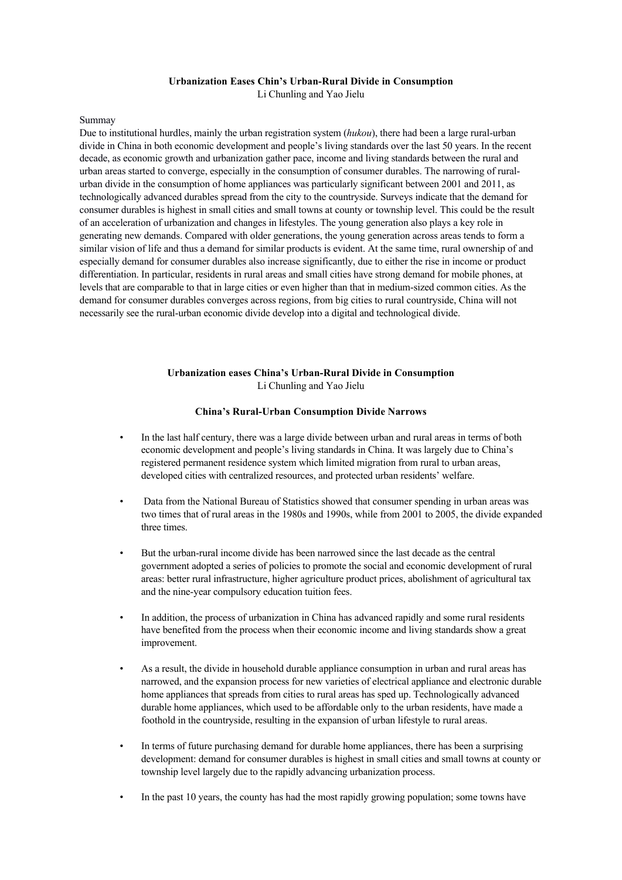**Urbanization Eases Chin's Urban-Rural Divide in Consumption**
Li Chunling and Yao Jielu

Summay

Due to institutional hurdles, mainly the urban registration system (*hukou*), there had been a large rural-urban divide in China in both economic development and people's living standards over the last 50 years. In the recent decade, as economic growth and urbanization gather pace, income and living standards between the rural and urban areas started to converge, especially in the consumption of consumer durables. The narrowing of rural-urban divide in the consumption of home appliances was particularly significant between 2001 and 2011, as technologically advanced durables spread from the city to the countryside. Surveys indicate that the demand for consumer durables is highest in small cities and small towns at county or township level. This could be the result of an acceleration of urbanization and changes in lifestyles. The young generation also plays a key role in generating new demands. Compared with older generations, the young generation across areas tends to form a similar vision of life and thus a demand for similar products is evident. At the same time, rural ownership of and especially demand for consumer durables also increase significantly, due to either the rise in income or product differentiation. In particular, residents in rural areas and small cities have strong demand for mobile phones, at levels that are comparable to that in large cities or even higher than that in medium-sized common cities. As the demand for consumer durables converges across regions, from big cities to rural countryside, China will not necessarily see the rural-urban economic divide develop into a digital and technological divide.

**Urbanization eases China's Urban-Rural Divide in Consumption**
Li Chunling and Yao Jielu

**China's Rural-Urban Consumption Divide Narrows**

- In the last half century, there was a large divide between urban and rural areas in terms of both economic development and people's living standards in China. It was largely due to China's registered permanent residence system which limited migration from rural to urban areas, developed cities with centralized resources, and protected urban residents' welfare.

- Data from the National Bureau of Statistics showed that consumer spending in urban areas was two times that of rural areas in the 1980s and 1990s, while from 2001 to 2005, the divide expanded three times.

- But the urban-rural income divide has been narrowed since the last decade as the central government adopted a series of policies to promote the social and economic development of rural areas: better rural infrastructure, higher agriculture product prices, abolishment of agricultural tax and the nine-year compulsory education tuition fees.

- In addition, the process of urbanization in China has advanced rapidly and some rural residents have benefited from the process when their economic income and living standards show a great improvement.

- As a result, the divide in household durable appliance consumption in urban and rural areas has narrowed, and the expansion process for new varieties of electrical appliance and electronic durable home appliances that spreads from cities to rural areas has sped up. Technologically advanced durable home appliances, which used to be affordable only to the urban residents, have made a foothold in the countryside, resulting in the expansion of urban lifestyle to rural areas.

- In terms of future purchasing demand for durable home appliances, there has been a surprising development: demand for consumer durables is highest in small cities and small towns at county or township level largely due to the rapidly advancing urbanization process.

- In the past 10 years, the county has had the most rapidly growing population; some towns have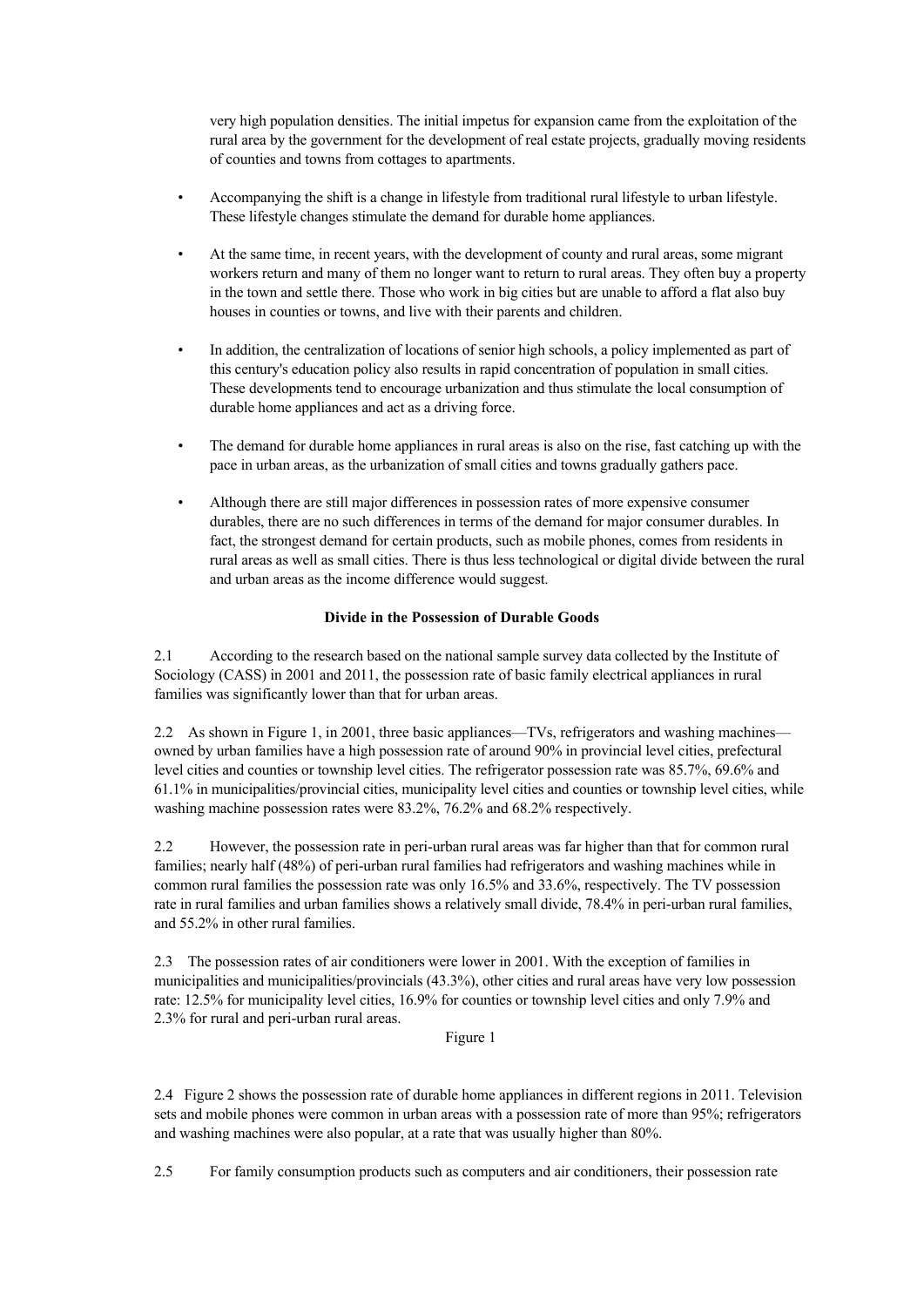very high population densities. The initial impetus for expansion came from the exploitation of the rural area by the government for the development of real estate projects, gradually moving residents of counties and towns from cottages to apartments.

- Accompanying the shift is a change in lifestyle from traditional rural lifestyle to urban lifestyle. These lifestyle changes stimulate the demand for durable home appliances.
- At the same time, in recent years, with the development of county and rural areas, some migrant workers return and many of them no longer want to return to rural areas. They often buy a property in the town and settle there. Those who work in big cities but are unable to afford a flat also buy houses in counties or towns, and live with their parents and children.
- In addition, the centralization of locations of senior high schools, a policy implemented as part of this century's education policy also results in rapid concentration of population in small cities. These developments tend to encourage urbanization and thus stimulate the local consumption of durable home appliances and act as a driving force.
- The demand for durable home appliances in rural areas is also on the rise, fast catching up with the pace in urban areas, as the urbanization of small cities and towns gradually gathers pace.
- Although there are still major differences in possession rates of more expensive consumer durables, there are no such differences in terms of the demand for major consumer durables. In fact, the strongest demand for certain products, such as mobile phones, comes from residents in rural areas as well as small cities. There is thus less technological or digital divide between the rural and urban areas as the income difference would suggest.

**Divide in the Possession of Durable Goods**

2.1 According to the research based on the national sample survey data collected by the Institute of Sociology (CASS) in 2001 and 2011, the possession rate of basic family electrical appliances in rural families was significantly lower than that for urban areas.

2.2 As shown in Figure 1, in 2001, three basic appliances—TVs, refrigerators and washing machines—owned by urban families have a high possession rate of around 90% in provincial level cities, prefectural level cities and counties or township level cities. The refrigerator possession rate was 85.7%, 69.6% and 61.1% in municipalities/provincial cities, municipality level cities and counties or township level cities, while washing machine possession rates were 83.2%, 76.2% and 68.2% respectively.

2.2 However, the possession rate in peri-urban rural areas was far higher than that for common rural families; nearly half (48%) of peri-urban rural families had refrigerators and washing machines while in common rural families the possession rate was only 16.5% and 33.6%, respectively. The TV possession rate in rural families and urban families shows a relatively small divide, 78.4% in peri-urban rural families, and 55.2% in other rural families.

2.3 The possession rates of air conditioners were lower in 2001. With the exception of families in municipalities and municipalities/provincials (43.3%), other cities and rural areas have very low possession rate: 12.5% for municipality level cities, 16.9% for counties or township level cities and only 7.9% and 2.3% for rural and peri-urban rural areas.

Figure 1

2.4 Figure 2 shows the possession rate of durable home appliances in different regions in 2011. Television sets and mobile phones were common in urban areas with a possession rate of more than 95%; refrigerators and washing machines were also popular, at a rate that was usually higher than 80%.

2.5 For family consumption products such as computers and air conditioners, their possession rate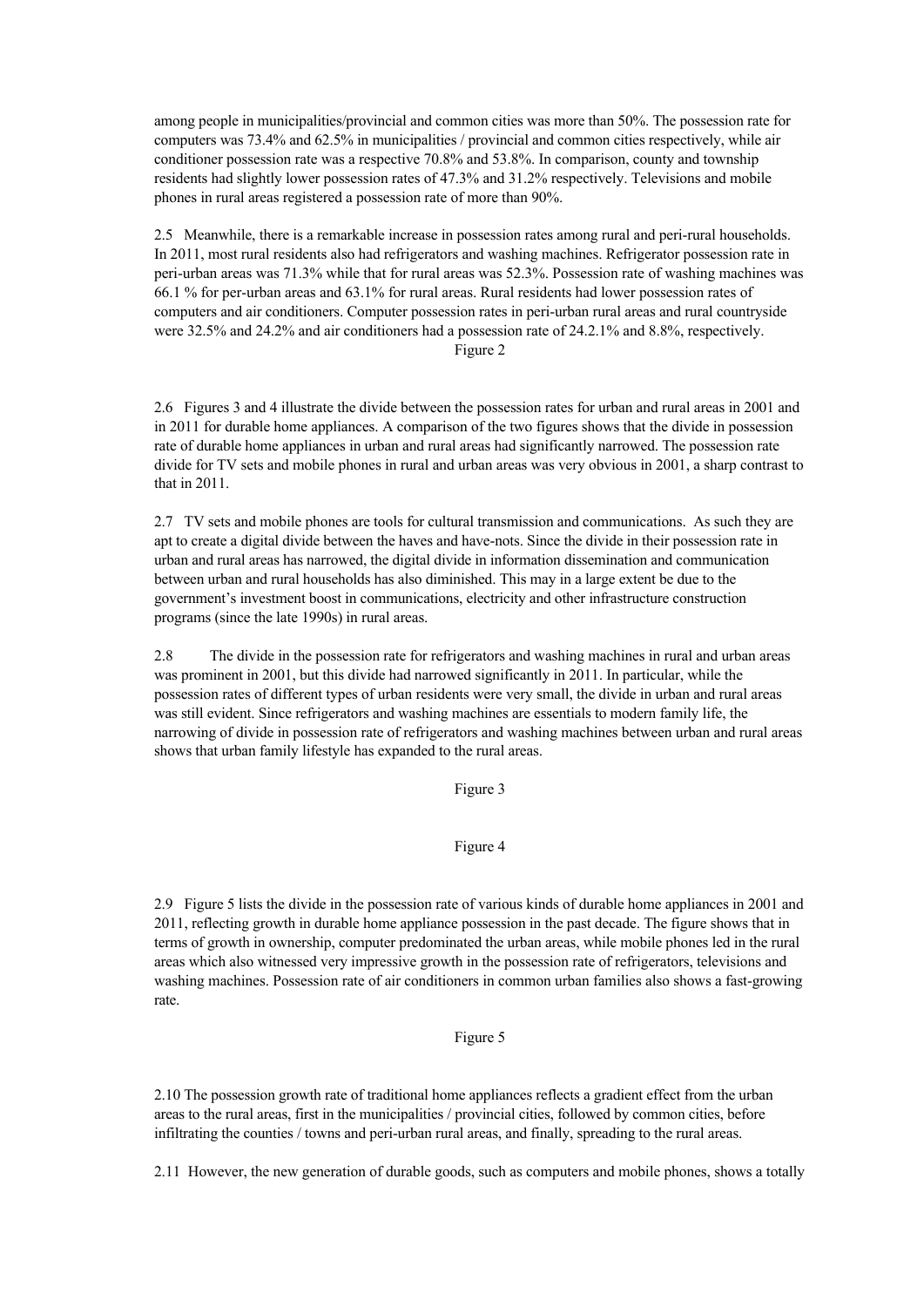among people in municipalities/provincial and common cities was more than 50%. The possession rate for computers was 73.4% and 62.5% in municipalities / provincial and common cities respectively, while air conditioner possession rate was a respective 70.8% and 53.8%. In comparison, county and township residents had slightly lower possession rates of 47.3% and 31.2% respectively. Televisions and mobile phones in rural areas registered a possession rate of more than 90%.

2.5 Meanwhile, there is a remarkable increase in possession rates among rural and peri-rural households. In 2011, most rural residents also had refrigerators and washing machines. Refrigerator possession rate in peri-urban areas was 71.3% while that for rural areas was 52.3%. Possession rate of washing machines was 66.1 % for per-urban areas and 63.1% for rural areas. Rural residents had lower possession rates of computers and air conditioners. Computer possession rates in peri-urban rural areas and rural countryside were 32.5% and 24.2% and air conditioners had a possession rate of 24.2.1% and 8.8%, respectively.

Figure 2

2.6 Figures 3 and 4 illustrate the divide between the possession rates for urban and rural areas in 2001 and in 2011 for durable home appliances. A comparison of the two figures shows that the divide in possession rate of durable home appliances in urban and rural areas had significantly narrowed. The possession rate divide for TV sets and mobile phones in rural and urban areas was very obvious in 2001, a sharp contrast to that in 2011.

2.7 TV sets and mobile phones are tools for cultural transmission and communications. As such they are apt to create a digital divide between the haves and have-nots. Since the divide in their possession rate in urban and rural areas has narrowed, the digital divide in information dissemination and communication between urban and rural households has also diminished. This may in a large extent be due to the government's investment boost in communications, electricity and other infrastructure construction programs (since the late 1990s) in rural areas.

2.8 The divide in the possession rate for refrigerators and washing machines in rural and urban areas was prominent in 2001, but this divide had narrowed significantly in 2011. In particular, while the possession rates of different types of urban residents were very small, the divide in urban and rural areas was still evident. Since refrigerators and washing machines are essentials to modern family life, the narrowing of divide in possession rate of refrigerators and washing machines between urban and rural areas shows that urban family lifestyle has expanded to the rural areas.

Figure 3

Figure 4

2.9 Figure 5 lists the divide in the possession rate of various kinds of durable home appliances in 2001 and 2011, reflecting growth in durable home appliance possession in the past decade. The figure shows that in terms of growth in ownership, computer predominated the urban areas, while mobile phones led in the rural areas which also witnessed very impressive growth in the possession rate of refrigerators, televisions and washing machines. Possession rate of air conditioners in common urban families also shows a fast-growing rate.

Figure 5

2.10 The possession growth rate of traditional home appliances reflects a gradient effect from the urban areas to the rural areas, first in the municipalities / provincial cities, followed by common cities, before infiltrating the counties / towns and peri-urban rural areas, and finally, spreading to the rural areas.

2.11 However, the new generation of durable goods, such as computers and mobile phones, shows a totally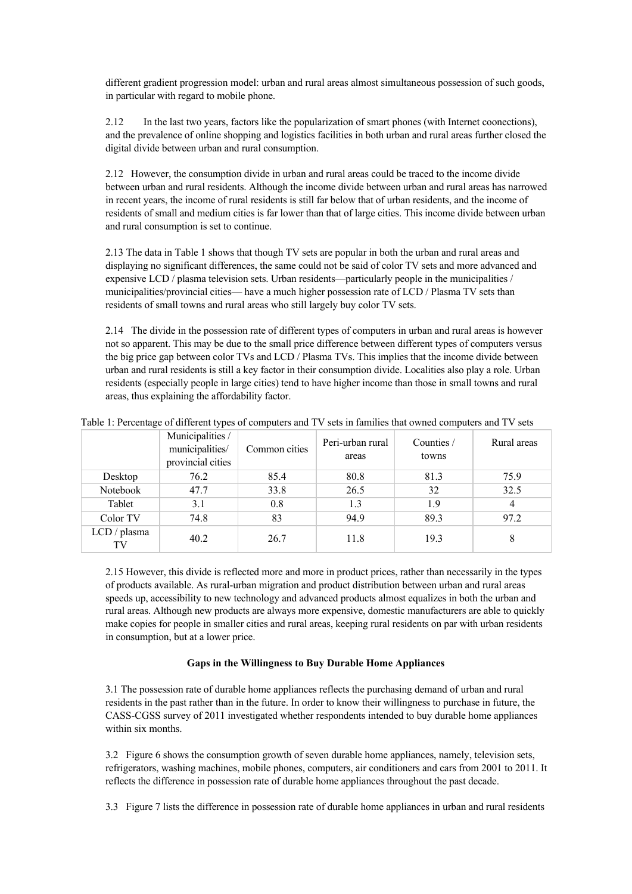different gradient progression model: urban and rural areas almost simultaneous possession of such goods, in particular with regard to mobile phone.

2.12 In the last two years, factors like the popularization of smart phones (with Internet coonections), and the prevalence of online shopping and logistics facilities in both urban and rural areas further closed the digital divide between urban and rural consumption.

2.12 However, the consumption divide in urban and rural areas could be traced to the income divide between urban and rural residents. Although the income divide between urban and rural areas has narrowed in recent years, the income of rural residents is still far below that of urban residents, and the income of residents of small and medium cities is far lower than that of large cities. This income divide between urban and rural consumption is set to continue.

2.13 The data in Table 1 shows that though TV sets are popular in both the urban and rural areas and displaying no significant differences, the same could not be said of color TV sets and more advanced and expensive LCD / plasma television sets. Urban residents—particularly people in the municipalities / municipalities/provincial cities— have a much higher possession rate of LCD / Plasma TV sets than residents of small towns and rural areas who still largely buy color TV sets.

2.14 The divide in the possession rate of different types of computers in urban and rural areas is however not so apparent. This may be due to the small price difference between different types of computers versus the big price gap between color TVs and LCD / Plasma TVs. This implies that the income divide between urban and rural residents is still a key factor in their consumption divide. Localities also play a role. Urban residents (especially people in large cities) tend to have higher income than those in small towns and rural areas, thus explaining the affordability factor.

Table 1: Percentage of different types of computers and TV sets in families that owned computers and TV sets

| | Municipalities / municipalities/ provincial cities | Common cities | Peri-urban rural areas | Counties / towns | Rural areas |
|---|---|---|---|---|---|
| Desktop | 76.2 | 85.4 | 80.8 | 81.3 | 75.9 |
| Notebook | 47.7 | 33.8 | 26.5 | 32 | 32.5 |
| Tablet | 3.1 | 0.8 | 1.3 | 1.9 | 4 |
| Color TV | 74.8 | 83 | 94.9 | 89.3 | 97.2 |
| LCD / plasma TV | 40.2 | 26.7 | 11.8 | 19.3 | 8 |

2.15 However, this divide is reflected more and more in product prices, rather than necessarily in the types of products available. As rural-urban migration and product distribution between urban and rural areas speeds up, accessibility to new technology and advanced products almost equalizes in both the urban and rural areas. Although new products are always more expensive, domestic manufacturers are able to quickly make copies for people in smaller cities and rural areas, keeping rural residents on par with urban residents in consumption, but at a lower price.

**Gaps in the Willingness to Buy Durable Home Appliances**

3.1 The possession rate of durable home appliances reflects the purchasing demand of urban and rural residents in the past rather than in the future. In order to know their willingness to purchase in future, the CASS-CGSS survey of 2011 investigated whether respondents intended to buy durable home appliances within six months.

3.2 Figure 6 shows the consumption growth of seven durable home appliances, namely, television sets, refrigerators, washing machines, mobile phones, computers, air conditioners and cars from 2001 to 2011. It reflects the difference in possession rate of durable home appliances throughout the past decade.

3.3 Figure 7 lists the difference in possession rate of durable home appliances in urban and rural residents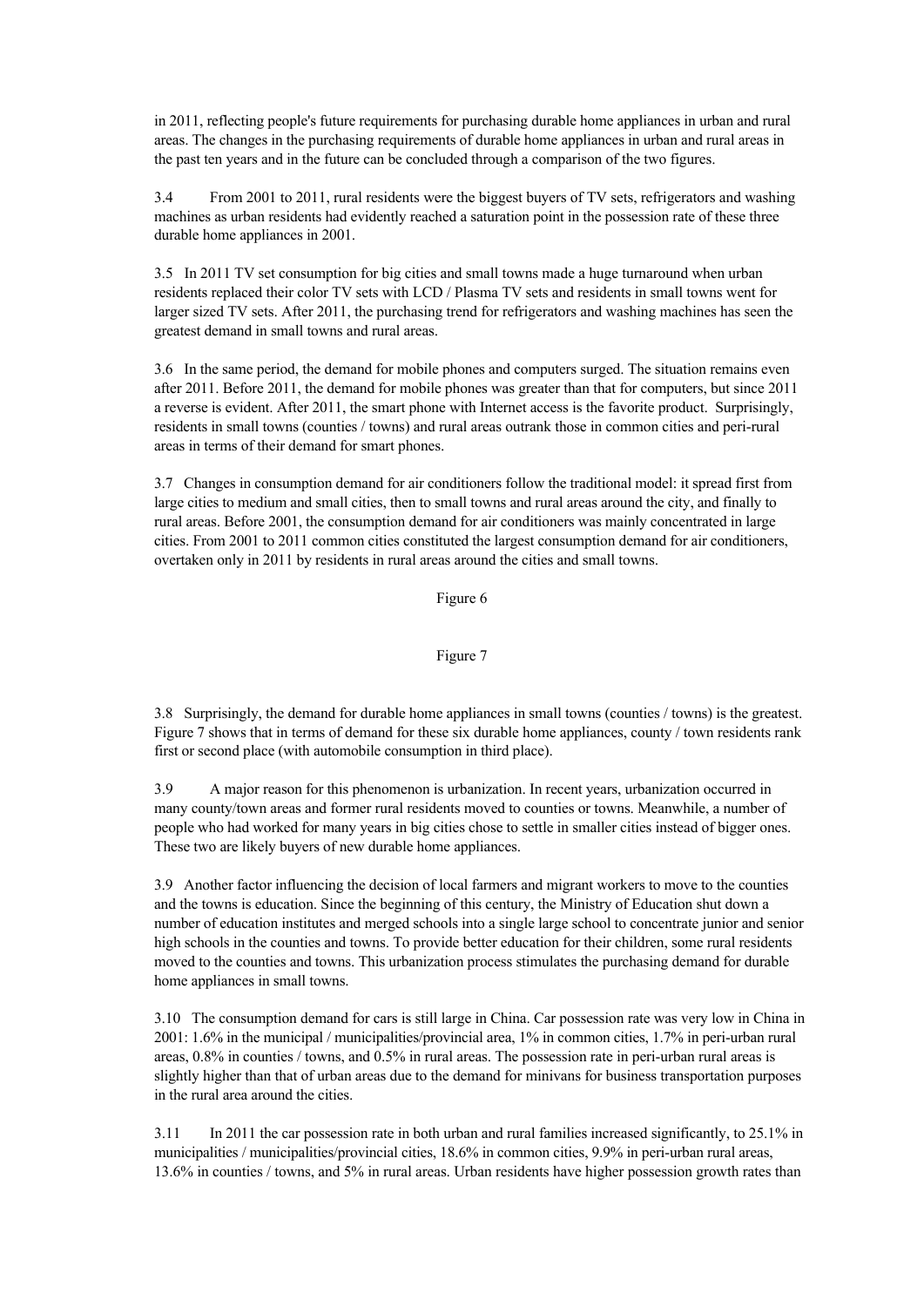in 2011, reflecting people's future requirements for purchasing durable home appliances in urban and rural areas. The changes in the purchasing requirements of durable home appliances in urban and rural areas in the past ten years and in the future can be concluded through a comparison of the two figures.

3.4 From 2001 to 2011, rural residents were the biggest buyers of TV sets, refrigerators and washing machines as urban residents had evidently reached a saturation point in the possession rate of these three durable home appliances in 2001.

3.5 In 2011 TV set consumption for big cities and small towns made a huge turnaround when urban residents replaced their color TV sets with LCD / Plasma TV sets and residents in small towns went for larger sized TV sets. After 2011, the purchasing trend for refrigerators and washing machines has seen the greatest demand in small towns and rural areas.

3.6 In the same period, the demand for mobile phones and computers surged. The situation remains even after 2011. Before 2011, the demand for mobile phones was greater than that for computers, but since 2011 a reverse is evident. After 2011, the smart phone with Internet access is the favorite product. Surprisingly, residents in small towns (counties / towns) and rural areas outrank those in common cities and peri-rural areas in terms of their demand for smart phones.

3.7 Changes in consumption demand for air conditioners follow the traditional model: it spread first from large cities to medium and small cities, then to small towns and rural areas around the city, and finally to rural areas. Before 2001, the consumption demand for air conditioners was mainly concentrated in large cities. From 2001 to 2011 common cities constituted the largest consumption demand for air conditioners, overtaken only in 2011 by residents in rural areas around the cities and small towns.

Figure 6

Figure 7

3.8 Surprisingly, the demand for durable home appliances in small towns (counties / towns) is the greatest. Figure 7 shows that in terms of demand for these six durable home appliances, county / town residents rank first or second place (with automobile consumption in third place).

3.9 A major reason for this phenomenon is urbanization. In recent years, urbanization occurred in many county/town areas and former rural residents moved to counties or towns. Meanwhile, a number of people who had worked for many years in big cities chose to settle in smaller cities instead of bigger ones. These two are likely buyers of new durable home appliances.

3.9 Another factor influencing the decision of local farmers and migrant workers to move to the counties and the towns is education. Since the beginning of this century, the Ministry of Education shut down a number of education institutes and merged schools into a single large school to concentrate junior and senior high schools in the counties and towns. To provide better education for their children, some rural residents moved to the counties and towns. This urbanization process stimulates the purchasing demand for durable home appliances in small towns.

3.10 The consumption demand for cars is still large in China. Car possession rate was very low in China in 2001: 1.6% in the municipal / municipalities/provincial area, 1% in common cities, 1.7% in peri-urban rural areas, 0.8% in counties / towns, and 0.5% in rural areas. The possession rate in peri-urban rural areas is slightly higher than that of urban areas due to the demand for minivans for business transportation purposes in the rural area around the cities.

3.11 In 2011 the car possession rate in both urban and rural families increased significantly, to 25.1% in municipalities / municipalities/provincial cities, 18.6% in common cities, 9.9% in peri-urban rural areas, 13.6% in counties / towns, and 5% in rural areas. Urban residents have higher possession growth rates than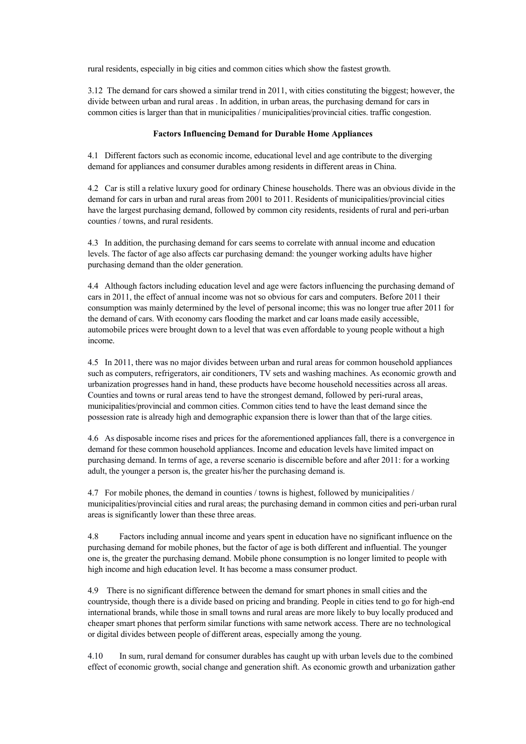rural residents, especially in big cities and common cities which show the fastest growth.

3.12 The demand for cars showed a similar trend in 2011, with cities constituting the biggest; however, the divide between urban and rural areas . In addition, in urban areas, the purchasing demand for cars in common cities is larger than that in municipalities / municipalities/provincial cities. traffic congestion.

**Factors Influencing Demand for Durable Home Appliances**

4.1 Different factors such as economic income, educational level and age contribute to the diverging demand for appliances and consumer durables among residents in different areas in China.

4.2 Car is still a relative luxury good for ordinary Chinese households. There was an obvious divide in the demand for cars in urban and rural areas from 2001 to 2011. Residents of municipalities/provincial cities have the largest purchasing demand, followed by common city residents, residents of rural and peri-urban counties / towns, and rural residents.

4.3 In addition, the purchasing demand for cars seems to correlate with annual income and education levels. The factor of age also affects car purchasing demand: the younger working adults have higher purchasing demand than the older generation.

4.4 Although factors including education level and age were factors influencing the purchasing demand of cars in 2011, the effect of annual income was not so obvious for cars and computers. Before 2011 their consumption was mainly determined by the level of personal income; this was no longer true after 2011 for the demand of cars. With economy cars flooding the market and car loans made easily accessible, automobile prices were brought down to a level that was even affordable to young people without a high income.

4.5 In 2011, there was no major divides between urban and rural areas for common household appliances such as computers, refrigerators, air conditioners, TV sets and washing machines. As economic growth and urbanization progresses hand in hand, these products have become household necessities across all areas. Counties and towns or rural areas tend to have the strongest demand, followed by peri-rural areas, municipalities/provincial and common cities. Common cities tend to have the least demand since the possession rate is already high and demographic expansion there is lower than that of the large cities.

4.6 As disposable income rises and prices for the aforementioned appliances fall, there is a convergence in demand for these common household appliances. Income and education levels have limited impact on purchasing demand. In terms of age, a reverse scenario is discernible before and after 2011: for a working adult, the younger a person is, the greater his/her the purchasing demand is.

4.7 For mobile phones, the demand in counties / towns is highest, followed by municipalities / municipalities/provincial cities and rural areas; the purchasing demand in common cities and peri-urban rural areas is significantly lower than these three areas.

4.8 Factors including annual income and years spent in education have no significant influence on the purchasing demand for mobile phones, but the factor of age is both different and influential. The younger one is, the greater the purchasing demand. Mobile phone consumption is no longer limited to people with high income and high education level. It has become a mass consumer product.

4.9 There is no significant difference between the demand for smart phones in small cities and the countryside, though there is a divide based on pricing and branding. People in cities tend to go for high-end international brands, while those in small towns and rural areas are more likely to buy locally produced and cheaper smart phones that perform similar functions with same network access. There are no technological or digital divides between people of different areas, especially among the young.

4.10 In sum, rural demand for consumer durables has caught up with urban levels due to the combined effect of economic growth, social change and generation shift. As economic growth and urbanization gather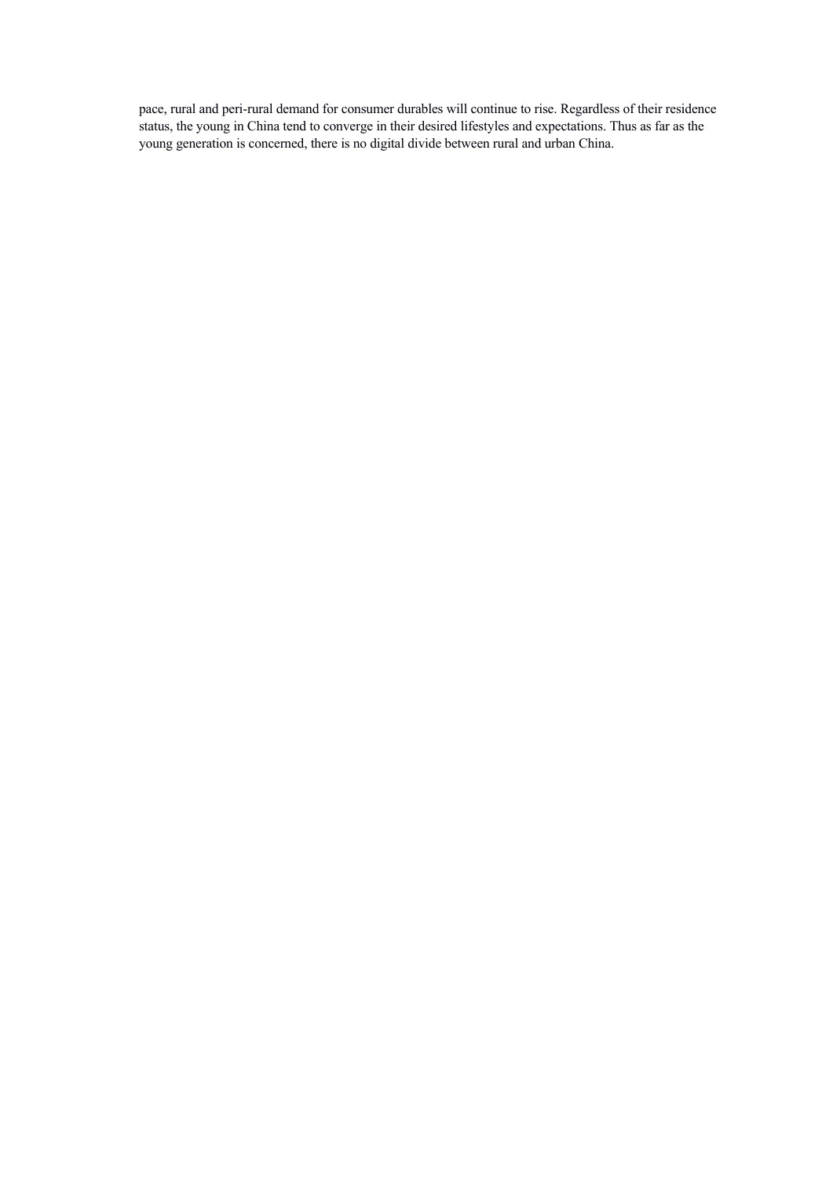pace, rural and peri-rural demand for consumer durables will continue to rise. Regardless of their residence status, the young in China tend to converge in their desired lifestyles and expectations. Thus as far as the young generation is concerned, there is no digital divide between rural and urban China.